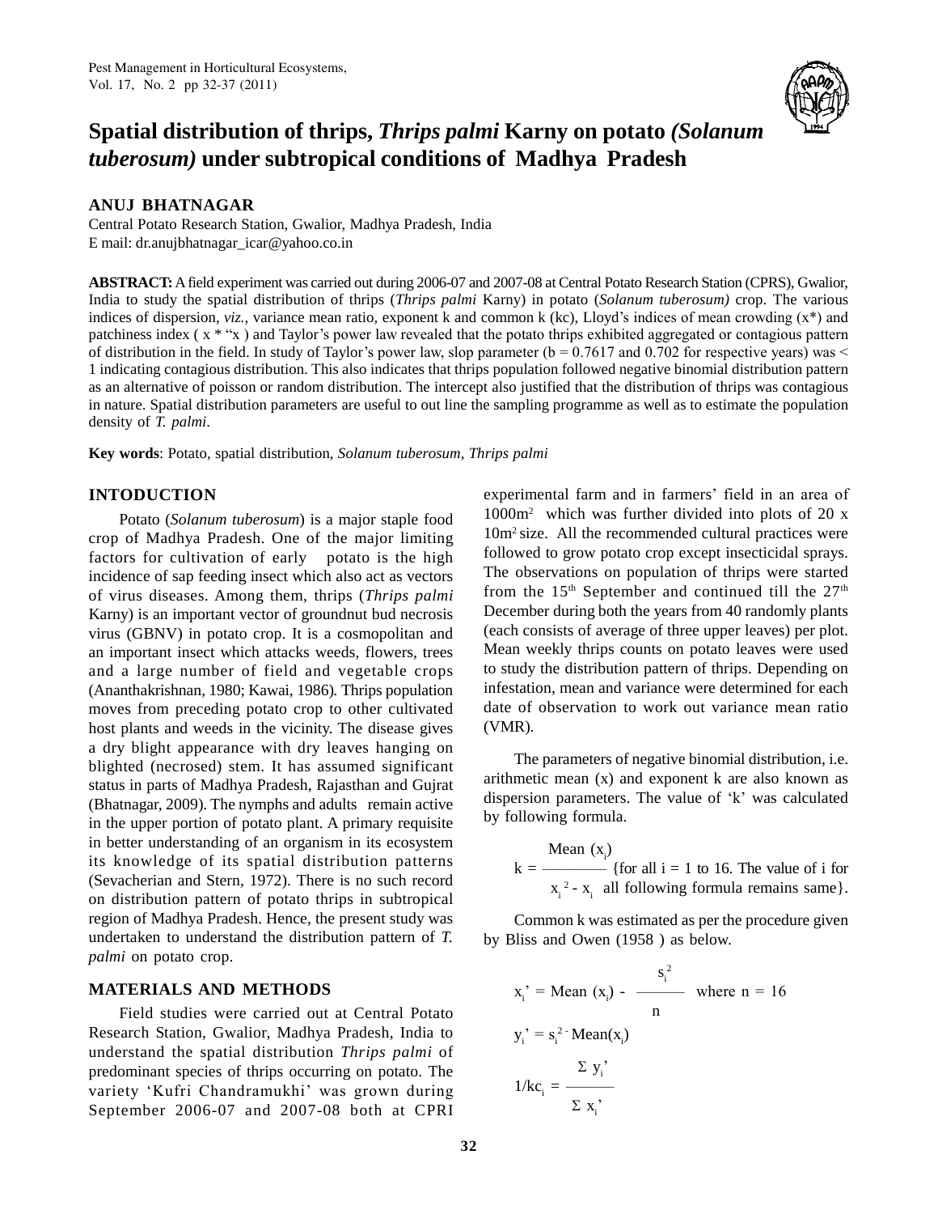# Spatial distribution of thrips, *Thrips palmi* Karny on potato *(Solanum tuberosum)* under subtropical conditions of Madhya Pradesh

**ANUJ BHATNAGAR**

Central Potato Research Station, Gwalior, Madhya Pradesh, India
E mail: dr.anujbhatnagar_icar@yahoo.co.in

**ABSTRACT:** A field experiment was carried out during 2006-07 and 2007-08 at Central Potato Research Station (CPRS), Gwalior, India to study the spatial distribution of thrips (*Thrips palmi* Karny) in potato (*Solanum tuberosum)* crop. The various indices of dispersion, *viz.,* variance mean ratio, exponent k and common k (kc), Lloyd's indices of mean crowding (x*) and patchiness index ( x * "x ) and Taylor's power law revealed that the potato thrips exhibited aggregated or contagious pattern of distribution in the field. In study of Taylor's power law, slop parameter (b = 0.7617 and 0.702 for respective years) was < 1 indicating contagious distribution. This also indicates that thrips population followed negative binomial distribution pattern as an alternative of poisson or random distribution. The intercept also justified that the distribution of thrips was contagious in nature. Spatial distribution parameters are useful to out line the sampling programme as well as to estimate the population density of *T. palmi*.

**Key words**: Potato, spatial distribution, *Solanum tuberosum, Thrips palmi*

## INTODUCTION

Potato (*Solanum tuberosum*) is a major staple food crop of Madhya Pradesh. One of the major limiting factors for cultivation of early potato is the high incidence of sap feeding insect which also act as vectors of virus diseases. Among them, thrips (*Thrips palmi* Karny) is an important vector of groundnut bud necrosis virus (GBNV) in potato crop. It is a cosmopolitan and an important insect which attacks weeds, flowers, trees and a large number of field and vegetable crops (Ananthakrishnan, 1980; Kawai, 1986). Thrips population moves from preceding potato crop to other cultivated host plants and weeds in the vicinity. The disease gives a dry blight appearance with dry leaves hanging on blighted (necrosed) stem. It has assumed significant status in parts of Madhya Pradesh, Rajasthan and Gujrat (Bhatnagar, 2009). The nymphs and adults remain active in the upper portion of potato plant. A primary requisite in better understanding of an organism in its ecosystem its knowledge of its spatial distribution patterns (Sevacherian and Stern, 1972). There is no such record on distribution pattern of potato thrips in subtropical region of Madhya Pradesh. Hence, the present study was undertaken to understand the distribution pattern of *T. palmi* on potato crop.

## MATERIALS AND METHODS

Field studies were carried out at Central Potato Research Station, Gwalior, Madhya Pradesh, India to understand the spatial distribution *Thrips palmi* of predominant species of thrips occurring on potato. The variety 'Kufri Chandramukhi' was grown during September 2006-07 and 2007-08 both at CPRI experimental farm and in farmers' field in an area of $1000m^2$ which was further divided into plots of 20 x $10m^2$ size. All the recommended cultural practices were followed to grow potato crop except insecticidal sprays. The observations on population of thrips were started from the 15th September and continued till the 27th December during both the years from 40 randomly plants (each consists of average of three upper leaves) per plot. Mean weekly thrips counts on potato leaves were used to study the distribution pattern of thrips. Depending on infestation, mean and variance were determined for each date of observation to work out variance mean ratio (VMR).

The parameters of negative binomial distribution, i.e. arithmetic mean (x) and exponent k are also known as dispersion parameters. The value of 'k' was calculated by following formula.

$$k = \frac{\text{Mean }(x_i)}{x_i^{\,2} - x_i}$$

{for all i = 1 to 16. The value of i for all following formula remains same}.

Common k was estimated as per the procedure given by Bliss and Owen (1958 ) as below.

$$x_i' = \text{Mean }(x_i) - \frac{s_i^2}{n} \quad \text{where } n = 16$$

$$y_i' = s_i^2 - \text{Mean}(x_i)$$

$$1/kc_i = \frac{\Sigma\, y_i'}{\Sigma\, x_i'}$$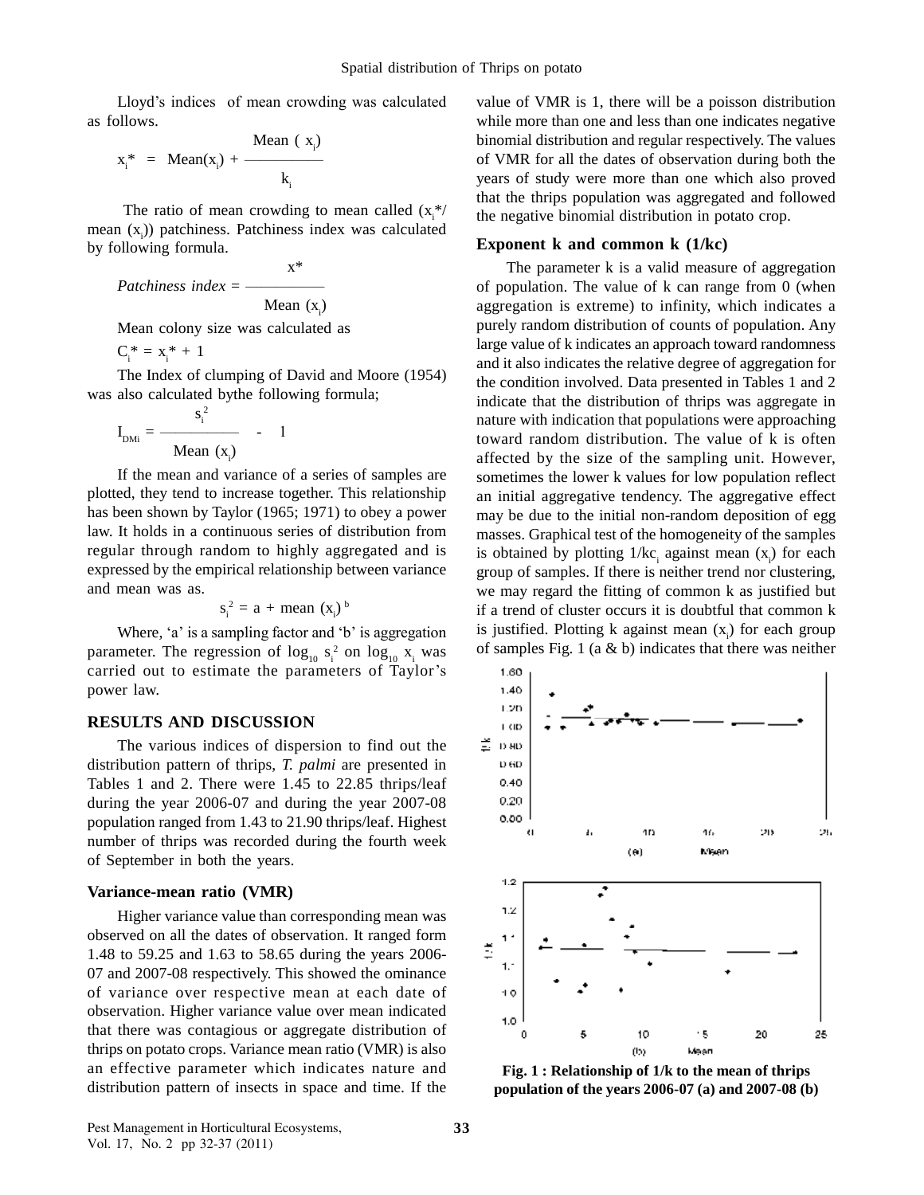Lloyd's indices of mean crowding was calculated as follows.

$$x_i^* = \text{Mean}(x_i) + \frac{\text{Mean}(x_i)}{k_i}$$

The ratio of mean crowding to mean called ($x_i^*$/ mean ($x_i$)) patchiness. Patchiness index was calculated by following formula.

$$\textit{Patchiness index} = \frac{x^*}{\text{Mean}(x_i)}$$

Mean colony size was calculated as

$$C_i^* = x_i^* + 1$$

The Index of clumping of David and Moore (1954) was also calculated bythe following formula;

$$I_{DMi} = \frac{s_i^2}{\text{Mean}(x_i)} - 1$$

If the mean and variance of a series of samples are plotted, they tend to increase together. This relationship has been shown by Taylor (1965; 1971) to obey a power law. It holds in a continuous series of distribution from regular through random to highly aggregated and is expressed by the empirical relationship between variance and mean was as.

$$s_i^2 = a + \text{mean}(x_i)^b$$

Where, 'a' is a sampling factor and 'b' is aggregation parameter. The regression of $\log_{10} s_i^2$ on $\log_{10} x_i$ was carried out to estimate the parameters of Taylor's power law.

## RESULTS AND DISCUSSION

The various indices of dispersion to find out the distribution pattern of thrips, *T. palmi* are presented in Tables 1 and 2. There were 1.45 to 22.85 thrips/leaf during the year 2006-07 and during the year 2007-08 population ranged from 1.43 to 21.90 thrips/leaf. Highest number of thrips was recorded during the fourth week of September in both the years.

### Variance-mean ratio (VMR)

Higher variance value than corresponding mean was observed on all the dates of observation. It ranged form 1.48 to 59.25 and 1.63 to 58.65 during the years 2006-07 and 2007-08 respectively. This showed the ominance of variance over respective mean at each date of observation. Higher variance value over mean indicated that there was contagious or aggregate distribution of thrips on potato crops. Variance mean ratio (VMR) is also an effective parameter which indicates nature and distribution pattern of insects in space and time. If the value of VMR is 1, there will be a poisson distribution while more than one and less than one indicates negative binomial distribution and regular respectively. The values of VMR for all the dates of observation during both the years of study were more than one which also proved that the thrips population was aggregated and followed the negative binomial distribution in potato crop.

### Exponent k and common k (1/kc)

The parameter k is a valid measure of aggregation of population. The value of k can range from 0 (when aggregation is extreme) to infinity, which indicates a purely random distribution of counts of population. Any large value of k indicates an approach toward randomness and it also indicates the relative degree of aggregation for the condition involved. Data presented in Tables 1 and 2 indicate that the distribution of thrips was aggregate in nature with indication that populations were approaching toward random distribution. The value of k is often affected by the size of the sampling unit. However, sometimes the lower k values for low population reflect an initial aggregative tendency. The aggregative effect may be due to the initial non-random deposition of egg masses. Graphical test of the homogeneity of the samples is obtained by plotting $1/kc_i$ against mean ($x_i$) for each group of samples. If there is neither trend nor clustering, we may regard the fitting of common k as justified but if a trend of cluster occurs it is doubtful that common k is justified. Plotting k against mean ($x_i$) for each group of samples Fig. 1 (a & b) indicates that there was neither

**Fig. 1 : Relationship of 1/k to the mean of thrips population of the years 2006-07 (a) and 2007-08 (b)**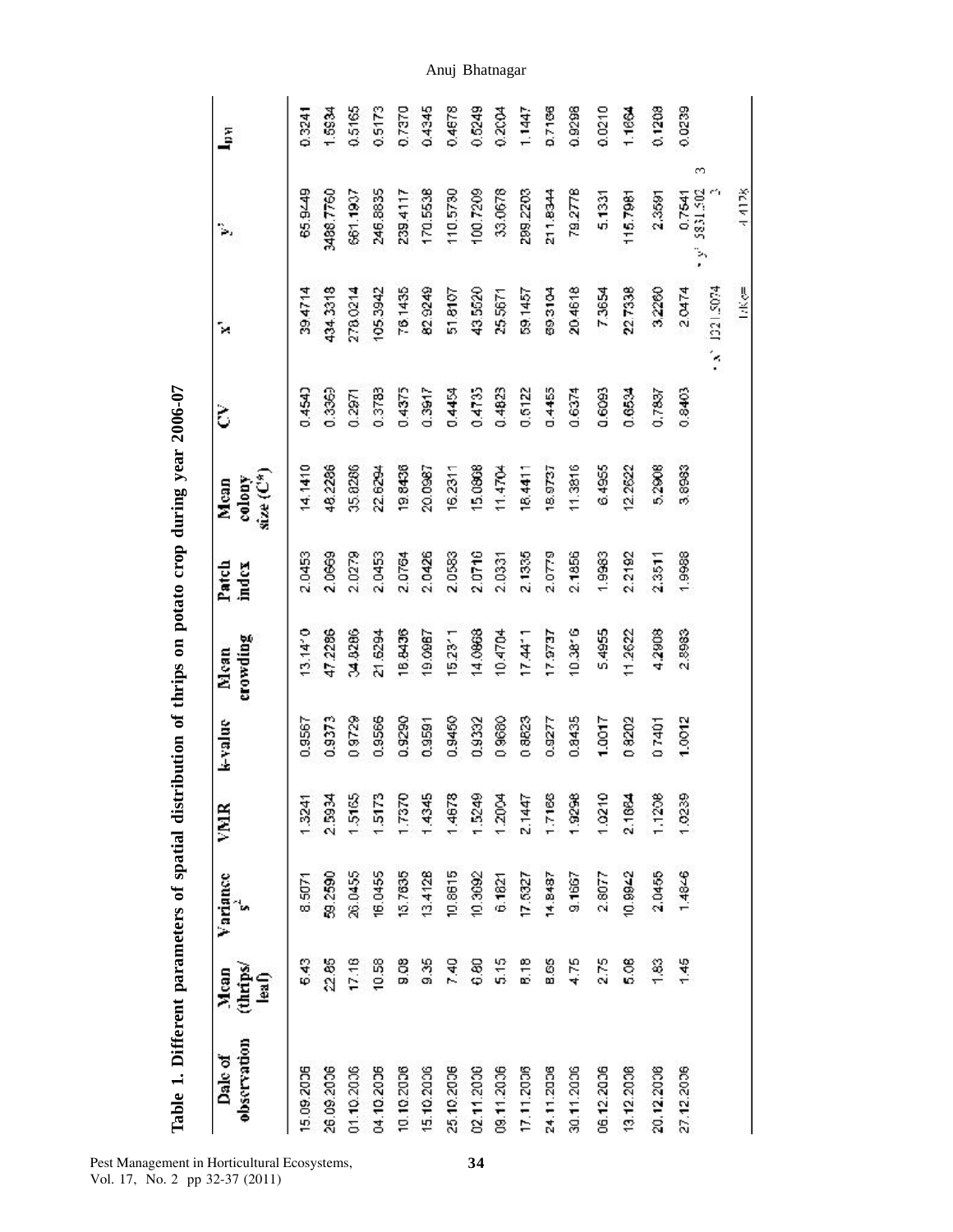**Table 1. Different parameters of spatial distribution of thrips on potato crop during year 2006-07**

| Date of observation | Mean (thrips/ leaf) | Variance $s^2$ | VMR | k-value | Mean crowding | Patch index | Mean colony size ($C^*$) | CV | $x^2$ | $y^2$ | $I_{DM}$ |
|---|---|---|---|---|---|---|---|---|---|---|---|
| 15.09.2006 | 6.43 | 8.5071 | 1.3241 | 0.9567 | 13.1410 | 2.0453 | 14.1410 | 0.4540 | 39.4714 | 65.9449 | 0.3241 |
| 26.09.2006 | 22.85 | 59.2590 | 2.5934 | 0.9373 | 47.2286 | 2.0669 | 48.2286 | 0.3369 | 434.3318 | 3488.7760 | 1.5934 |
| 01.10.2006 | 17.16 | 26.0455 | 1.5165 | 0.9729 | 34.8286 | 2.0279 | 35.8286 | 0.2971 | 278.0214 | 661.1937 | 0.5165 |
| 04.10.2006 | 10.58 | 16.0455 | 1.5173 | 0.9566 | 21.6294 | 2.0453 | 22.6294 | 0.3783 | 105.3942 | 246.8835 | 0.5173 |
| 10.10.2006 | 9.08 | 15.7635 | 1.7370 | 0.9290 | 18.8436 | 2.0764 | 19.8436 | 0.4375 | 78.1435 | 239.4117 | 0.7370 |
| 15.10.2006 | 9.35 | 13.4128 | 1.4345 | 0.9591 | 19.0987 | 2.0426 | 20.0987 | 0.3917 | 82.9249 | 170.5538 | 0.4345 |
| 25.10.2006 | 7.40 | 10.8615 | 1.4678 | 0.9450 | 15.2311 | 2.0583 | 16.2311 | 0.4454 | 51.8167 | 110.5730 | 0.4678 |
| 02.11.2006 | 6.80 | 10.3692 | 1.5249 | 0.9332 | 14.0868 | 2.0716 | 15.0868 | 0.4735 | 43.5520 | 100.7209 | 0.5249 |
| 09.11.2006 | 5.15 | 6.1821 | 1.2004 | 0.9680 | 10.4704 | 2.0331 | 11.4704 | 0.4823 | 25.5671 | 33.0678 | 0.2004 |
| 17.11.2006 | 8.18 | 17.5327 | 2.1447 | 0.8823 | 17.4411 | 2.1335 | 18.4411 | 0.5122 | 59.1457 | 289.2203 | 1.1447 |
| 24.11.2006 | 8.65 | 14.8487 | 1.7166 | 0.9277 | 17.9737 | 2.0779 | 18.9737 | 0.4455 | 69.3104 | 211.8344 | 0.7166 |
| 30.11.2006 | 4.75 | 9.1667 | 1.9298 | 0.8435 | 10.3816 | 2.1856 | 11.3816 | 0.6374 | 20.4618 | 79.2778 | 0.9298 |
| 06.12.2006 | 2.75 | 2.8077 | 1.0210 | 1.0017 | 5.4955 | 1.9983 | 6.4955 | 0.6093 | 7.3654 | 5.1331 | 0.0210 |
| 13.12.2006 | 5.08 | 10.9942 | 2.1664 | 0.8202 | 11.2622 | 2.2192 | 12.2622 | 0.6534 | 22.7338 | 115.7981 | 1.1664 |
| 20.12.2006 | 1.83 | 2.0455 | 1.1208 | 0.7401 | 4.2908 | 2.3511 | 5.2908 | 0.7837 | 3.2260 | 2.3591 | 0.1208 |
| 27.12.2006 | 1.45 | 1.4846 | 1.0239 | 1.0012 | 2.8983 | 1.9988 | 3.8983 | 0.8403 | 2.0474 | 0.7541 | 0.0239 |
| | | | | | | | | | $\Sigma x^2$ 1321.5074 | $\Sigma y^2$ 5831.5023 | |
| | | | | | | | | | 1/Kc= | 4.4128 | |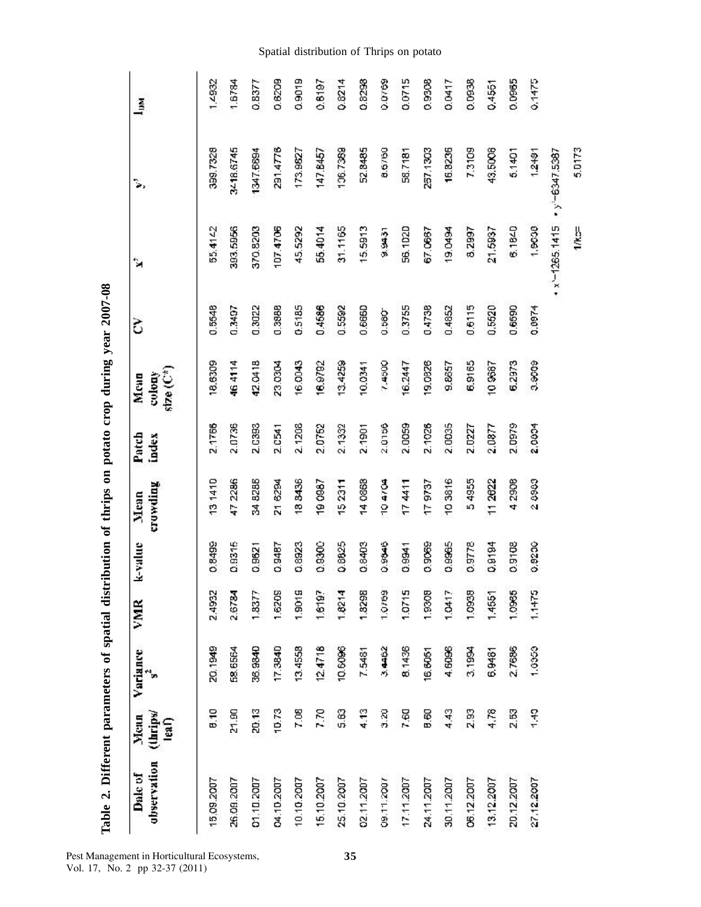**Table 2. Different parameters of spatial distribution of thrips on potato crop during year 2007-08**

| Date of observation | Mean (thrips/ leaf) | Variance $s^2$ | VMR | k-value | Mean crowding | Patch index | Mean colony size ($C^*$) | CV | $x^2$ | $y^2$ | $I_{DM}$ |
|---|---|---|---|---|---|---|---|---|---|---|---|
| 15.09.2007 | 8.10 | 20.1949 | 2.4932 | 0.8499 | 13.1410 | 2.1766 | 18.6309 | 0.5548 | 55.4142 | 399.7328 | 1.4932 |
| 26.09.2007 | 21.90 | 58.6564 | 2.6784 | 0.9315 | 47.2286 | 2.0736 | 46.4114 | 0.3497 | 393.5956 | 3418.6745 | 1.6784 |
| 01.10.2007 | 20.13 | 36.9840 | 1.8377 | 0.9621 | 34.8286 | 2.0393 | 42.0418 | 0.3022 | 370.8203 | 1347.6894 | 0.8377 |
| 04.10.2007 | 10.73 | 17.3840 | 1.6209 | 0.9487 | 21.6294 | 2.0541 | 23.0304 | 0.3888 | 107.4706 | 291.4776 | 0.6209 |
| 10.10.2007 | 7.08 | 13.4558 | 1.9019 | 0.8923 | 18.8436 | 2.1208 | 16.0043 | 0.5185 | 45.5292 | 173.9627 | 0.9019 |
| 15.10.2007 | 7.70 | 12.4716 | 1.6197 | 0.9300 | 19.0987 | 2.0752 | 16.9792 | 0.4586 | 55.4014 | 147.6457 | 0.6197 |
| 25.10.2007 | 5.83 | 10.6096 | 1.8214 | 0.8825 | 15.2311 | 2.1332 | 13.4259 | 0.5592 | 31.1165 | 106.7369 | 0.8214 |
| 02.11.2007 | 4.13 | 7.5481 | 1.8298 | 0.8403 | 14.0868 | 2.1901 | 10.0341 | 0.6660 | 15.5913 | 52.8485 | 0.8298 |
| 09.11.2007 | 3.20 | 3.4452 | 1.0769 | 0.9946 | 10.4704 | 2.0156 | 7.4500 | 0.580 | 9.9431 | 8.6760 | 0.0769 |
| 17.11.2007 | 7.60 | 8.1436 | 1.0715 | 0.9941 | 17.4411 | 2.0059 | 16.2447 | 0.3755 | 56.1020 | 58.7181 | 0.0715 |
| 24.11.2007 | 8.60 | 16.6051 | 1.9308 | 0.9069 | 17.9737 | 2.1026 | 19.0826 | 0.4738 | 67.0667 | 257.1303 | 0.9308 |
| 30.11.2007 | 4.43 | 4.6096 | 1.0417 | 0.9965 | 10.3816 | 2.0035 | 9.8657 | 0.4852 | 19.0494 | 16.8236 | 0.0417 |
| 06.12.2007 | 2.93 | 3.1994 | 1.0938 | 0.9778 | 5.4955 | 2.0227 | 6.9165 | 0.6115 | 8.2997 | 7.3109 | 0.0938 |
| 13.12.2007 | 4.78 | 6.9461 | 1.4551 | 0.9194 | 11.2622 | 2.0877 | 10.9687 | 0.5520 | 21.5937 | 43.5008 | 0.4551 |
| 20.12.2007 | 2.53 | 2.7686 | 1.0965 | 0.9108 | 4.2908 | 2.0979 | 6.2973 | 0.6590 | 6.1840 | 5.1401 | 0.0965 |
| 27.12.2007 | 1.49 | 1.0353 | 1.1475 | 0.9230 | 2.9980 | 2.0094 | 3.9009 | 0.0974 | 1.9630 | 1.2491 | 0.1475 |
| | | | | | | | | | $\cdot\ x^2$=1265.1415 | $\cdot\ y^2$=6347.5387 | |
| | | | | | | | | | 1/kc= | 5.0173 | |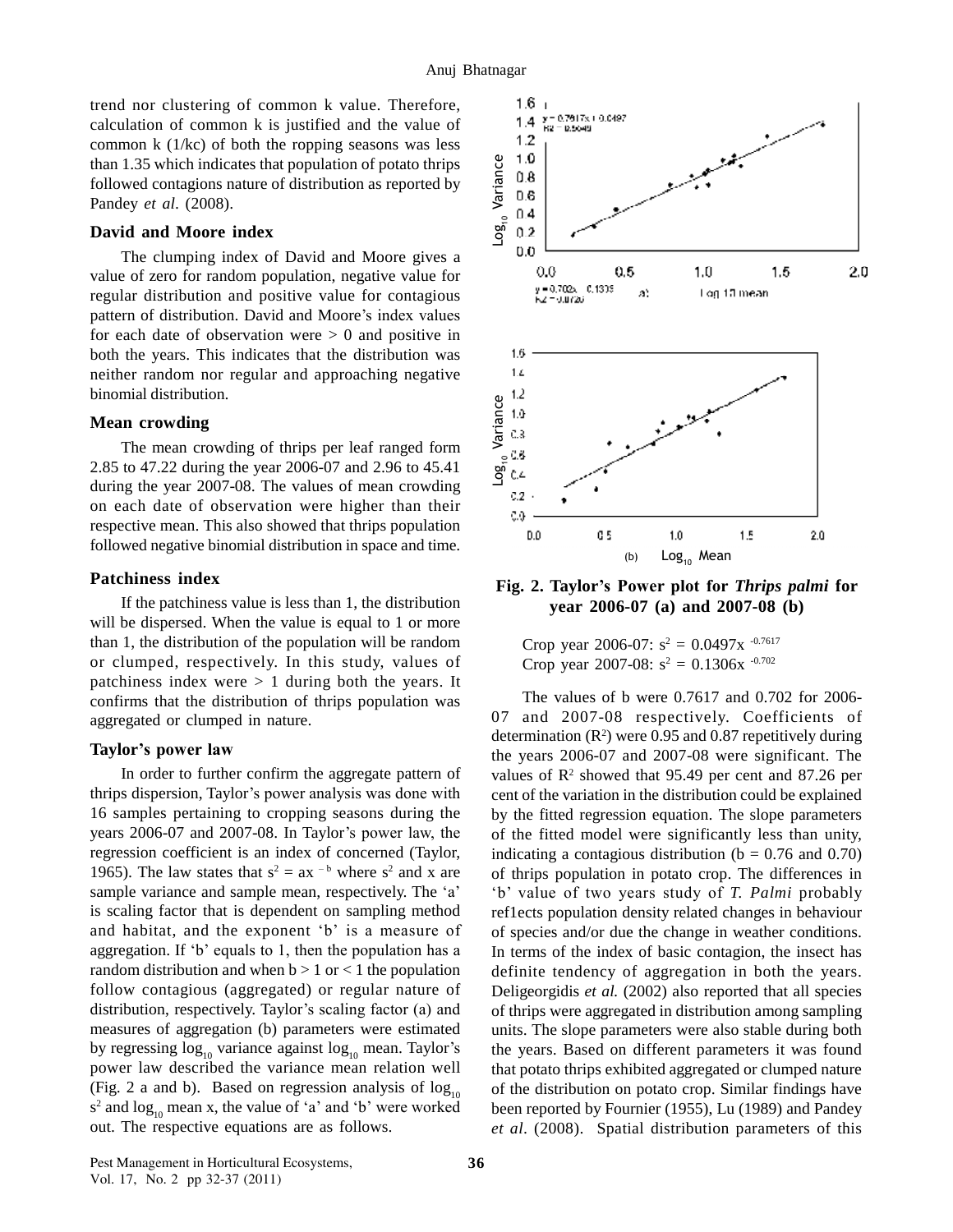trend nor clustering of common k value. Therefore, calculation of common k is justified and the value of common k (1/kc) of both the ropping seasons was less than 1.35 which indicates that population of potato thrips followed contagions nature of distribution as reported by Pandey *et al.* (2008).

### David and Moore index

The clumping index of David and Moore gives a value of zero for random population, negative value for regular distribution and positive value for contagious pattern of distribution. David and Moore's index values for each date of observation were > 0 and positive in both the years. This indicates that the distribution was neither random nor regular and approaching negative binomial distribution.

### Mean crowding

The mean crowding of thrips per leaf ranged form 2.85 to 47.22 during the year 2006-07 and 2.96 to 45.41 during the year 2007-08. The values of mean crowding on each date of observation were higher than their respective mean. This also showed that thrips population followed negative binomial distribution in space and time.

### Patchiness index

If the patchiness value is less than 1, the distribution will be dispersed. When the value is equal to 1 or more than 1, the distribution of the population will be random or clumped, respectively. In this study, values of patchiness index were > 1 during both the years. It confirms that the distribution of thrips population was aggregated or clumped in nature.

### Taylor's power law

In order to further confirm the aggregate pattern of thrips dispersion, Taylor's power analysis was done with 16 samples pertaining to cropping seasons during the years 2006-07 and 2007-08. In Taylor's power law, the regression coefficient is an index of concerned (Taylor, 1965). The law states that $s^2 = ax^{-b}$ where $s^2$ and x are sample variance and sample mean, respectively. The 'a' is scaling factor that is dependent on sampling method and habitat, and the exponent 'b' is a measure of aggregation. If 'b' equals to 1, then the population has a random distribution and when b > 1 or < 1 the population follow contagious (aggregated) or regular nature of distribution, respectively. Taylor's scaling factor (a) and measures of aggregation (b) parameters were estimated by regressing $\log_{10}$ variance against $\log_{10}$ mean. Taylor's power law described the variance mean relation well (Fig. 2 a and b). Based on regression analysis of $\log_{10} s^2$ and $\log_{10}$ mean x, the value of 'a' and 'b' were worked out. The respective equations are as follows.

**Fig. 2. Taylor's Power plot for *Thrips palmi* for year 2006-07 (a) and 2007-08 (b)**

Crop year 2006-07: $s^2 = 0.0497x^{-0.7617}$

Crop year 2007-08: $s^2 = 0.1306x^{-0.702}$

The values of b were 0.7617 and 0.702 for 2006-07 and 2007-08 respectively. Coefficients of determination ($R^2$) were 0.95 and 0.87 repetitively during the years 2006-07 and 2007-08 were significant. The values of $R^2$ showed that 95.49 per cent and 87.26 per cent of the variation in the distribution could be explained by the fitted regression equation. The slope parameters of the fitted model were significantly less than unity, indicating a contagious distribution (b = 0.76 and 0.70) of thrips population in potato crop. The differences in 'b' value of two years study of *T. Palmi* probably ref1ects population density related changes in behaviour of species and/or due the change in weather conditions. In terms of the index of basic contagion, the insect has definite tendency of aggregation in both the years. Deligeorgidis *et al.* (2002) also reported that all species of thrips were aggregated in distribution among sampling units. The slope parameters were also stable during both the years. Based on different parameters it was found that potato thrips exhibited aggregated or clumped nature of the distribution on potato crop. Similar findings have been reported by Fournier (1955), Lu (1989) and Pandey *et al*. (2008). Spatial distribution parameters of this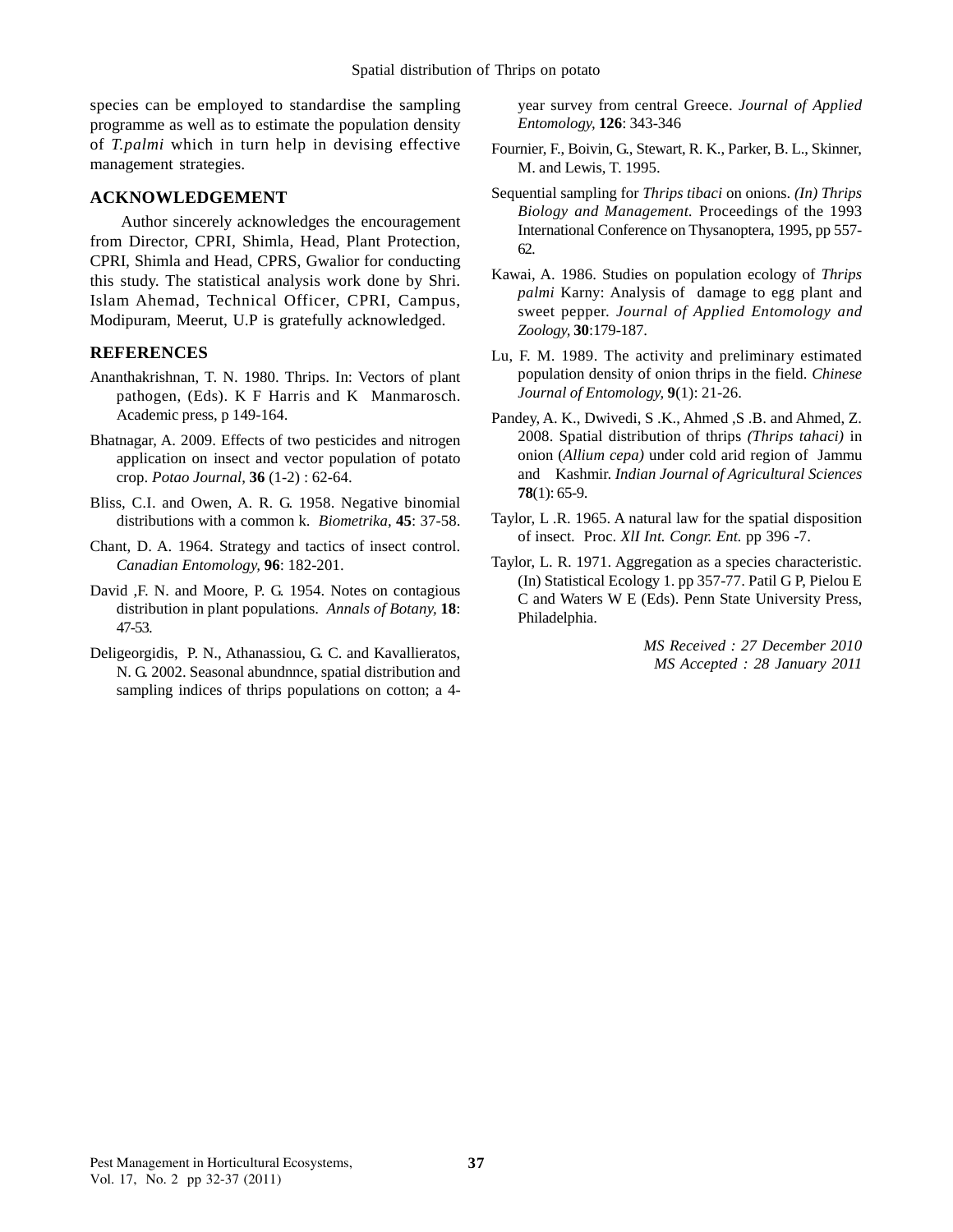species can be employed to standardise the sampling programme as well as to estimate the population density of *T.palmi* which in turn help in devising effective management strategies.

## ACKNOWLEDGEMENT

Author sincerely acknowledges the encouragement from Director, CPRI, Shimla, Head, Plant Protection, CPRI, Shimla and Head, CPRS, Gwalior for conducting this study. The statistical analysis work done by Shri. Islam Ahemad, Technical Officer, CPRI, Campus, Modipuram, Meerut, U.P is gratefully acknowledged.

## REFERENCES

Ananthakrishnan, T. N. 1980. Thrips. In: Vectors of plant pathogen, (Eds). K F Harris and K Manmarosch. Academic press, p 149-164.

Bhatnagar, A. 2009. Effects of two pesticides and nitrogen application on insect and vector population of potato crop. *Potao Journal*, **36** (1-2) : 62-64.

Bliss, C.I. and Owen, A. R. G. 1958. Negative binomial distributions with a common k. *Biometrika*, **45**: 37-58.

Chant, D. A. 1964. Strategy and tactics of insect control. *Canadian Entomology,* **96**: 182-201.

David ,F. N. and Moore, P. G. 1954. Notes on contagious distribution in plant populations. *Annals of Botany*, **18**: 47-53.

Deligeorgidis, P. N., Athanassiou, G. C. and Kavallieratos, N. G. 2002. Seasonal abundnnce, spatial distribution and sampling indices of thrips populations on cotton; a 4-year survey from central Greece. *Journal of Applied Entomology*, **126**: 343-346

Fournier, F., Boivin, G., Stewart, R. K., Parker, B. L., Skinner, M. and Lewis, T. 1995.

Sequential sampling for *Thrips tibaci* on onions. *(In) Thrips Biology and Management*. Proceedings of the 1993 International Conference on Thysanoptera, 1995, pp 557-62.

Kawai, A. 1986. Studies on population ecology of *Thrips palmi* Karny: Analysis of damage to egg plant and sweet pepper. *Journal of Applied Entomology and Zoology,* **30**:179-187.

Lu, F. M. 1989. The activity and preliminary estimated population density of onion thrips in the field. *Chinese Journal of Entomology*, **9**(1): 21-26.

Pandey, A. K., Dwivedi, S .K., Ahmed ,S .B. and Ahmed, Z. 2008. Spatial distribution of thrips *(Thrips tahaci)* in onion (*Allium cepa)* under cold arid region of Jammu and Kashmir. *Indian Journal of Agricultural Sciences* **78**(1): 65-9.

Taylor, L .R. 1965. A natural law for the spatial disposition of insect. Proc. *XII Int. Congr. Ent.* pp 396 -7.

Taylor, L. R. 1971. Aggregation as a species characteristic. (In) Statistical Ecology 1. pp 357-77. Patil G P, Pielou E C and Waters W E (Eds). Penn State University Press, Philadelphia.

*MS Received : 27 December 2010*
*MS Accepted : 28 January 2011*